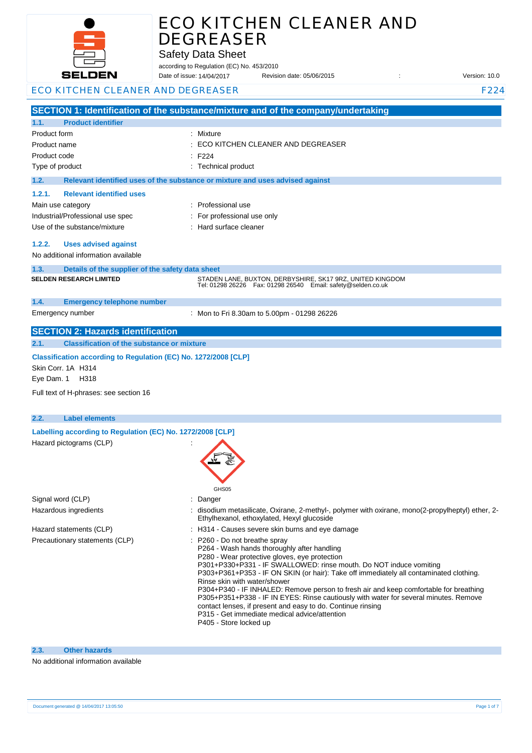# ECO KITCHEN CLEANER AND DEGREASER

## Safety Data Sheet

according to Regulation (EC) No. 453/2010

Date of issue: 14/04/2017 Revision date: 05/06/2015 : Version: 10.0

ECO KITCHEN CLEANER AND DEGREASER F224

## SECTION 1: Identification of the substance/mixture and of the company/undertaking

### 1.1. Product identifier

| | |
|---|---|
| Product form | : Mixture |
| Product name | : ECO KITCHEN CLEANER AND DEGREASER |
| Product code | : F224 |
| Type of product | : Technical product |

### 1.2. Relevant identified uses of the substance or mixture and uses advised against

#### 1.2.1. Relevant identified uses

| | |
|---|---|
| Main use category | : Professional use |
| Industrial/Professional use spec | : For professional use only |
| Use of the substance/mixture | : Hard surface cleaner |

#### 1.2.2. Uses advised against

No additional information available

### 1.3. Details of the supplier of the safety data sheet

**SELDEN RESEARCH LIMITED**

STADEN LANE, BUXTON, DERBYSHIRE, SK17 9RZ, UNITED KINGDOM
Tel: 01298 26226 Fax: 01298 26540 Email: safety@selden.co.uk

### 1.4. Emergency telephone number

| | |
|---|---|
| Emergency number | : Mon to Fri 8.30am to 5.00pm - 01298 26226 |

## SECTION 2: Hazards identification

### 2.1. Classification of the substance or mixture

**Classification according to Regulation (EC) No. 1272/2008 [CLP]**

Skin Corr. 1A H314

Eye Dam. 1 H318

Full text of H-phrases: see section 16

### 2.2. Label elements

**Labelling according to Regulation (EC) No. 1272/2008 [CLP]**

Hazard pictograms (CLP) :

GHS05

| | |
|---|---|
| Signal word (CLP) | : Danger |
| Hazardous ingredients | : disodium metasilicate, Oxirane, 2-methyl-, polymer with oxirane, mono(2-propylheptyl) ether, 2-Ethylhexanol, ethoxylated, Hexyl glucoside |
| Hazard statements (CLP) | : H314 - Causes severe skin burns and eye damage |
| Precautionary statements (CLP) | : P260 - Do not breathe spray<br>P264 - Wash hands thoroughly after handling<br>P280 - Wear protective gloves, eye protection<br>P301+P330+P331 - IF SWALLOWED: rinse mouth. Do NOT induce vomiting<br>P303+P361+P353 - IF ON SKIN (or hair): Take off immediately all contaminated clothing. Rinse skin with water/shower<br>P304+P340 - IF INHALED: Remove person to fresh air and keep comfortable for breathing<br>P305+P351+P338 - IF IN EYES: Rinse cautiously with water for several minutes. Remove contact lenses, if present and easy to do. Continue rinsing<br>P315 - Get immediate medical advice/attention<br>P405 - Store locked up |

### 2.3. Other hazards

No additional information available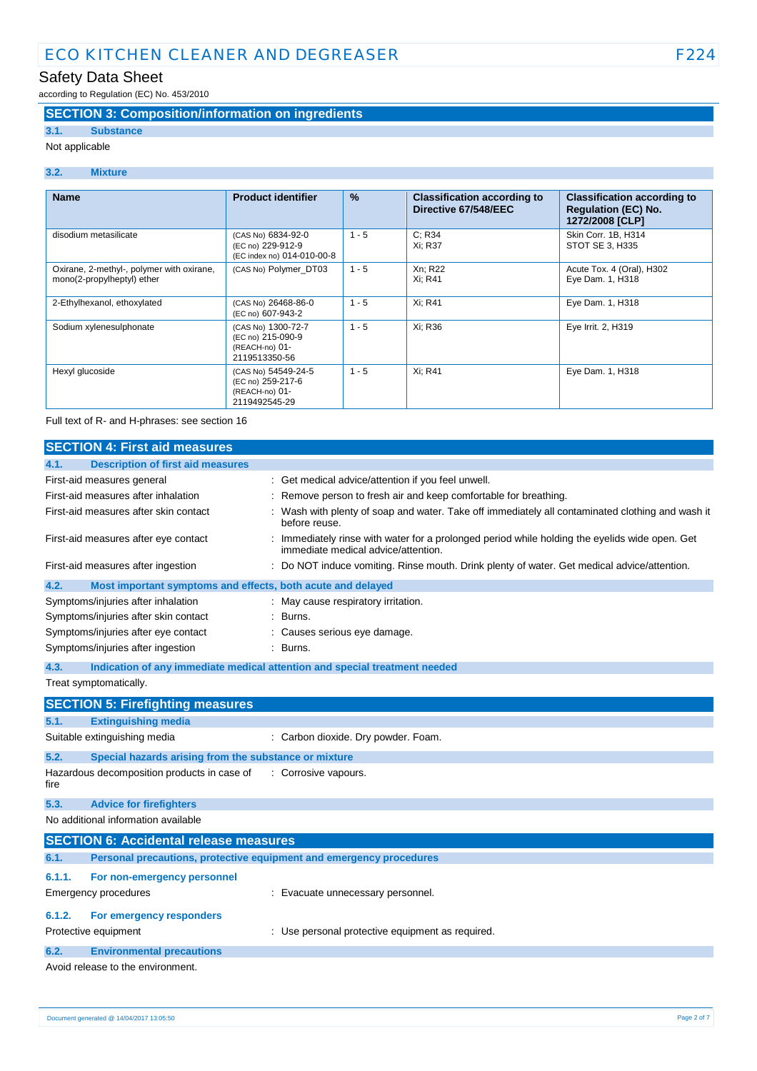## SECTION 3: Composition/information on ingredients

### 3.1. Substance

Not applicable

### 3.2. Mixture

| Name | Product identifier | % | Classification according to Directive 67/548/EEC | Classification according to Regulation (EC) No. 1272/2008 [CLP] |
|---|---|---|---|---|
| disodium metasilicate | (CAS No) 6834-92-0<br>(EC no) 229-912-9<br>(EC index no) 014-010-00-8 | 1 - 5 | C; R34<br>Xi; R37 | Skin Corr. 1B, H314<br>STOT SE 3, H335 |
| Oxirane, 2-methyl-, polymer with oxirane, mono(2-propylheptyl) ether | (CAS No) Polymer_DT03 | 1 - 5 | Xn; R22<br>Xi; R41 | Acute Tox. 4 (Oral), H302<br>Eye Dam. 1, H318 |
| 2-Ethylhexanol, ethoxylated | (CAS No) 26468-86-0<br>(EC no) 607-943-2 | 1 - 5 | Xi; R41 | Eye Dam. 1, H318 |
| Sodium xylenesulphonate | (CAS No) 1300-72-7<br>(EC no) 215-090-9<br>(REACH-no) 01-2119513350-56 | 1 - 5 | Xi; R36 | Eye Irrit. 2, H319 |
| Hexyl glucoside | (CAS No) 54549-24-5<br>(EC no) 259-217-6<br>(REACH-no) 01-2119492545-29 | 1 - 5 | Xi; R41 | Eye Dam. 1, H318 |

Full text of R- and H-phrases: see section 16

## SECTION 4: First aid measures

### 4.1. Description of first aid measures

First-aid measures general : Get medical advice/attention if you feel unwell.

First-aid measures after inhalation : Remove person to fresh air and keep comfortable for breathing.

First-aid measures after skin contact : Wash with plenty of soap and water. Take off immediately all contaminated clothing and wash it before reuse.

First-aid measures after eye contact : Immediately rinse with water for a prolonged period while holding the eyelids wide open. Get immediate medical advice/attention.

First-aid measures after ingestion : Do NOT induce vomiting. Rinse mouth. Drink plenty of water. Get medical advice/attention.

### 4.2. Most important symptoms and effects, both acute and delayed

Symptoms/injuries after inhalation : May cause respiratory irritation.

Symptoms/injuries after skin contact : Burns.

Symptoms/injuries after eye contact : Causes serious eye damage.

Symptoms/injuries after ingestion : Burns.

### 4.3. Indication of any immediate medical attention and special treatment needed

Treat symptomatically.

## SECTION 5: Firefighting measures

### 5.1. Extinguishing media

Suitable extinguishing media : Carbon dioxide. Dry powder. Foam.

### 5.2. Special hazards arising from the substance or mixture

Hazardous decomposition products in case of fire : Corrosive vapours.

### 5.3. Advice for firefighters

No additional information available

## SECTION 6: Accidental release measures

### 6.1. Personal precautions, protective equipment and emergency procedures

#### 6.1.1. For non-emergency personnel

Emergency procedures : Evacuate unnecessary personnel.

#### 6.1.2. For emergency responders

Protective equipment : Use personal protective equipment as required.

### 6.2. Environmental precautions

Avoid release to the environment.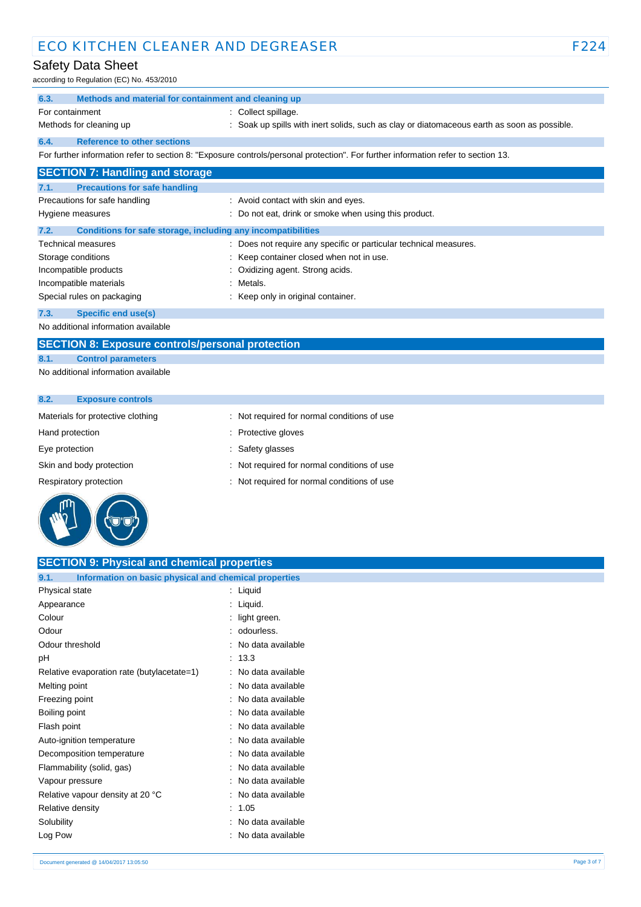### 6.3. Methods and material for containment and cleaning up

| | |
|---|---|
| For containment | : Collect spillage. |
| Methods for cleaning up | : Soak up spills with inert solids, such as clay or diatomaceous earth as soon as possible. |

### 6.4. Reference to other sections

For further information refer to section 8: "Exposure controls/personal protection". For further information refer to section 13.

## SECTION 7: Handling and storage

### 7.1. Precautions for safe handling

| | |
|---|---|
| Precautions for safe handling | : Avoid contact with skin and eyes. |
| Hygiene measures | : Do not eat, drink or smoke when using this product. |

### 7.2. Conditions for safe storage, including any incompatibilities

| | |
|---|---|
| Technical measures | : Does not require any specific or particular technical measures. |
| Storage conditions | : Keep container closed when not in use. |
| Incompatible products | : Oxidizing agent. Strong acids. |
| Incompatible materials | : Metals. |
| Special rules on packaging | : Keep only in original container. |

### 7.3. Specific end use(s)

No additional information available

## SECTION 8: Exposure controls/personal protection

### 8.1. Control parameters

No additional information available

### 8.2. Exposure controls

| | |
|---|---|
| Materials for protective clothing | : Not required for normal conditions of use |
| Hand protection | : Protective gloves |
| Eye protection | : Safety glasses |
| Skin and body protection | : Not required for normal conditions of use |
| Respiratory protection | : Not required for normal conditions of use |

## SECTION 9: Physical and chemical properties

### 9.1. Information on basic physical and chemical properties

| | |
|---|---|
| Physical state | : Liquid |
| Appearance | : Liquid. |
| Colour | : light green. |
| Odour | : odourless. |
| Odour threshold | : No data available |
| pH | : 13.3 |
| Relative evaporation rate (butylacetate=1) | : No data available |
| Melting point | : No data available |
| Freezing point | : No data available |
| Boiling point | : No data available |
| Flash point | : No data available |
| Auto-ignition temperature | : No data available |
| Decomposition temperature | : No data available |
| Flammability (solid, gas) | : No data available |
| Vapour pressure | : No data available |
| Relative vapour density at 20 °C | : No data available |
| Relative density | : 1.05 |
| Solubility | : No data available |
| Log Pow | : No data available |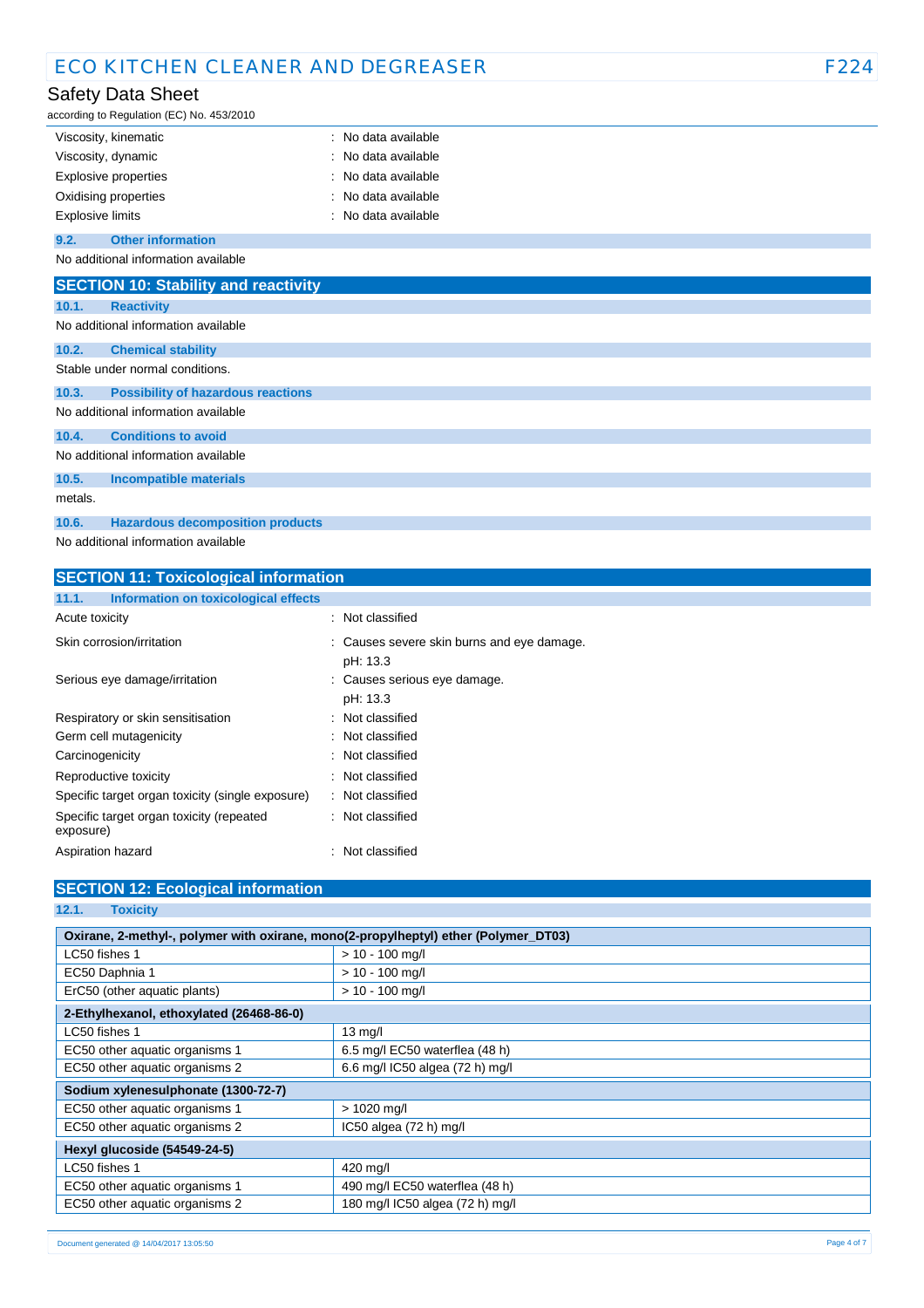| | |
|---|---|
| Viscosity, kinematic | : No data available |
| Viscosity, dynamic | : No data available |
| Explosive properties | : No data available |
| Oxidising properties | : No data available |
| Explosive limits | : No data available |

### 9.2. Other information

No additional information available

## SECTION 10: Stability and reactivity

### 10.1. Reactivity

No additional information available

### 10.2. Chemical stability

Stable under normal conditions.

### 10.3. Possibility of hazardous reactions

No additional information available

### 10.4. Conditions to avoid

No additional information available

### 10.5. Incompatible materials

metals.

### 10.6. Hazardous decomposition products

No additional information available

## SECTION 11: Toxicological information

### 11.1. Information on toxicological effects

| | |
|---|---|
| Acute toxicity | : Not classified |
| Skin corrosion/irritation | : Causes severe skin burns and eye damage.<br>pH: 13.3 |
| Serious eye damage/irritation | : Causes serious eye damage.<br>pH: 13.3 |
| Respiratory or skin sensitisation | : Not classified |
| Germ cell mutagenicity | : Not classified |
| Carcinogenicity | : Not classified |
| Reproductive toxicity | : Not classified |
| Specific target organ toxicity (single exposure) | : Not classified |
| Specific target organ toxicity (repeated exposure) | : Not classified |
| Aspiration hazard | : Not classified |

## SECTION 12: Ecological information

### 12.1. Toxicity

| Oxirane, 2-methyl-, polymer with oxirane, mono(2-propylheptyl) ether (Polymer_DT03) | |
|---|---|
| LC50 fishes 1 | > 10 - 100 mg/l |
| EC50 Daphnia 1 | > 10 - 100 mg/l |
| ErC50 (other aquatic plants) | > 10 - 100 mg/l |
| **2-Ethylhexanol, ethoxylated (26468-86-0)** | |
| LC50 fishes 1 | 13 mg/l |
| EC50 other aquatic organisms 1 | 6.5 mg/l EC50 waterflea (48 h) |
| EC50 other aquatic organisms 2 | 6.6 mg/l IC50 algea (72 h) mg/l |
| **Sodium xylenesulphonate (1300-72-7)** | |
| EC50 other aquatic organisms 1 | > 1020 mg/l |
| EC50 other aquatic organisms 2 | IC50 algea (72 h) mg/l |
| **Hexyl glucoside (54549-24-5)** | |
| LC50 fishes 1 | 420 mg/l |
| EC50 other aquatic organisms 1 | 490 mg/l EC50 waterflea (48 h) |
| EC50 other aquatic organisms 2 | 180 mg/l IC50 algea (72 h) mg/l |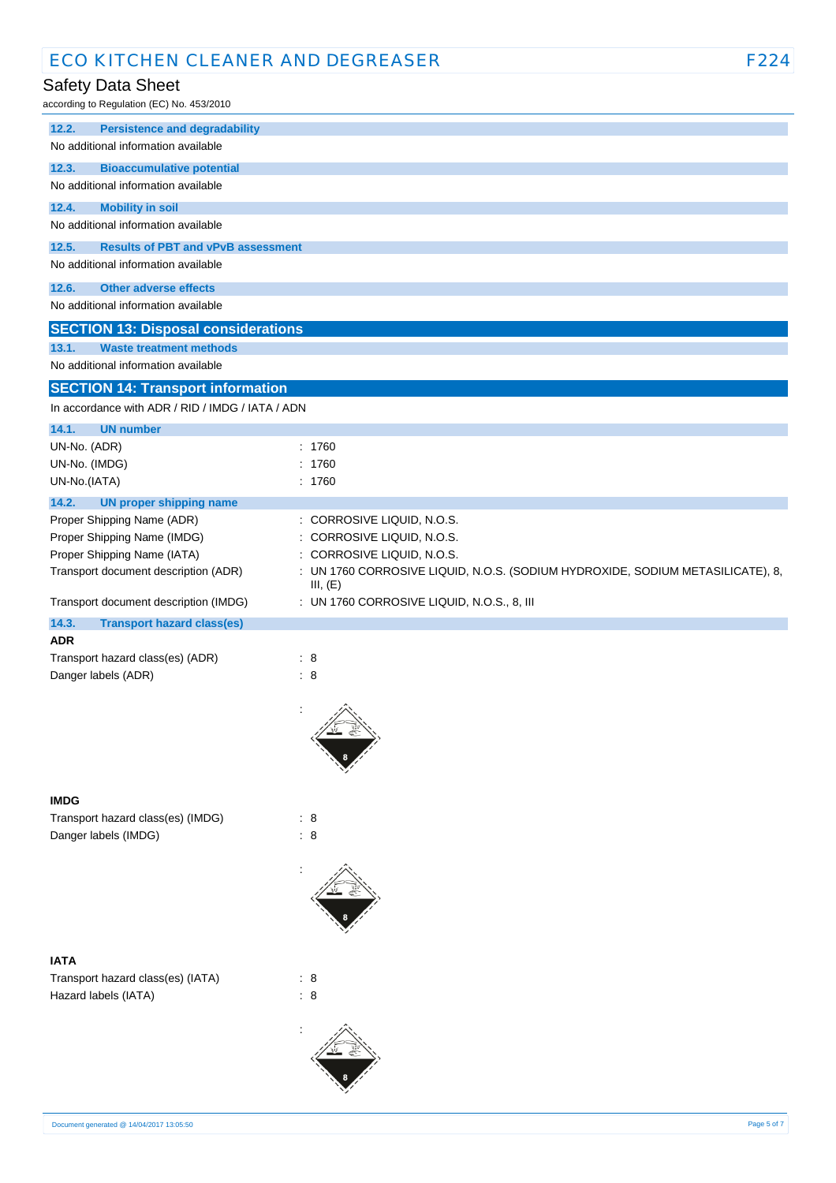### 12.2. Persistence and degradability

No additional information available

### 12.3. Bioaccumulative potential

No additional information available

### 12.4. Mobility in soil

No additional information available

### 12.5. Results of PBT and vPvB assessment

No additional information available

### 12.6. Other adverse effects

No additional information available

## SECTION 13: Disposal considerations

### 13.1. Waste treatment methods

No additional information available

## SECTION 14: Transport information

In accordance with ADR / RID / IMDG / IATA / ADN

### 14.1. UN number

| | |
|---|---|
| UN-No. (ADR) | : 1760 |
| UN-No. (IMDG) | : 1760 |
| UN-No.(IATA) | : 1760 |

### 14.2. UN proper shipping name

| | |
|---|---|
| Proper Shipping Name (ADR) | : CORROSIVE LIQUID, N.O.S. |
| Proper Shipping Name (IMDG) | : CORROSIVE LIQUID, N.O.S. |
| Proper Shipping Name (IATA) | : CORROSIVE LIQUID, N.O.S. |
| Transport document description (ADR) | : UN 1760 CORROSIVE LIQUID, N.O.S. (SODIUM HYDROXIDE, SODIUM METASILICATE), 8, III, (E) |
| Transport document description (IMDG) | : UN 1760 CORROSIVE LIQUID, N.O.S., 8, III |

### 14.3. Transport hazard class(es)

**ADR**

| | |
|---|---|
| Transport hazard class(es) (ADR) | : 8 |
| Danger labels (ADR) | : 8 |

:

**IMDG**

| | |
|---|---|
| Transport hazard class(es) (IMDG) | : 8 |
| Danger labels (IMDG) | : 8 |

:

**IATA**

| | |
|---|---|
| Transport hazard class(es) (IATA) | : 8 |
| Hazard labels (IATA) | : 8 |

: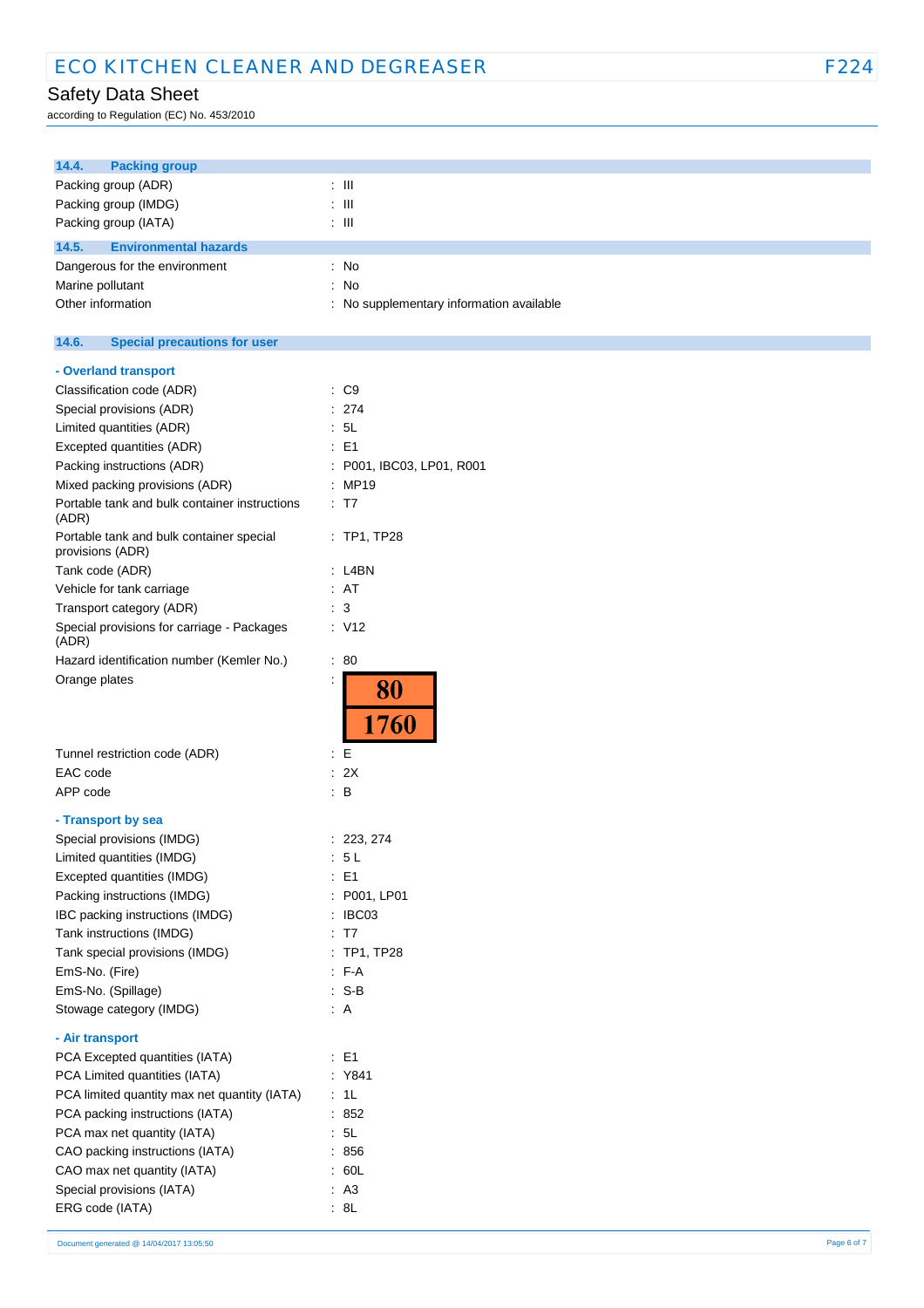### 14.4. Packing group

| | |
|---|---|
| Packing group (ADR) | : III |
| Packing group (IMDG) | : III |
| Packing group (IATA) | : III |

### 14.5. Environmental hazards

| | |
|---|---|
| Dangerous for the environment | : No |
| Marine pollutant | : No |
| Other information | : No supplementary information available |

### 14.6. Special precautions for user

**- Overland transport**

| | |
|---|---|
| Classification code (ADR) | : C9 |
| Special provisions (ADR) | : 274 |
| Limited quantities (ADR) | : 5L |
| Excepted quantities (ADR) | : E1 |
| Packing instructions (ADR) | : P001, IBC03, LP01, R001 |
| Mixed packing provisions (ADR) | : MP19 |
| Portable tank and bulk container instructions (ADR) | : T7 |
| Portable tank and bulk container special provisions (ADR) | : TP1, TP28 |
| Tank code (ADR) | : L4BN |
| Vehicle for tank carriage | : AT |
| Transport category (ADR) | : 3 |
| Special provisions for carriage - Packages (ADR) | : V12 |
| Hazard identification number (Kemler No.) | : 80 |
| Orange plates | : 80 / 1760 |
| Tunnel restriction code (ADR) | : E |
| EAC code | : 2X |
| APP code | : B |

**- Transport by sea**

| | |
|---|---|
| Special provisions (IMDG) | : 223, 274 |
| Limited quantities (IMDG) | : 5 L |
| Excepted quantities (IMDG) | : E1 |
| Packing instructions (IMDG) | : P001, LP01 |
| IBC packing instructions (IMDG) | : IBC03 |
| Tank instructions (IMDG) | : T7 |
| Tank special provisions (IMDG) | : TP1, TP28 |
| EmS-No. (Fire) | : F-A |
| EmS-No. (Spillage) | : S-B |
| Stowage category (IMDG) | : A |

**- Air transport**

| | |
|---|---|
| PCA Excepted quantities (IATA) | : E1 |
| PCA Limited quantities (IATA) | : Y841 |
| PCA limited quantity max net quantity (IATA) | : 1L |
| PCA packing instructions (IATA) | : 852 |
| PCA max net quantity (IATA) | : 5L |
| CAO packing instructions (IATA) | : 856 |
| CAO max net quantity (IATA) | : 60L |
| Special provisions (IATA) | : A3 |
| ERG code (IATA) | : 8L |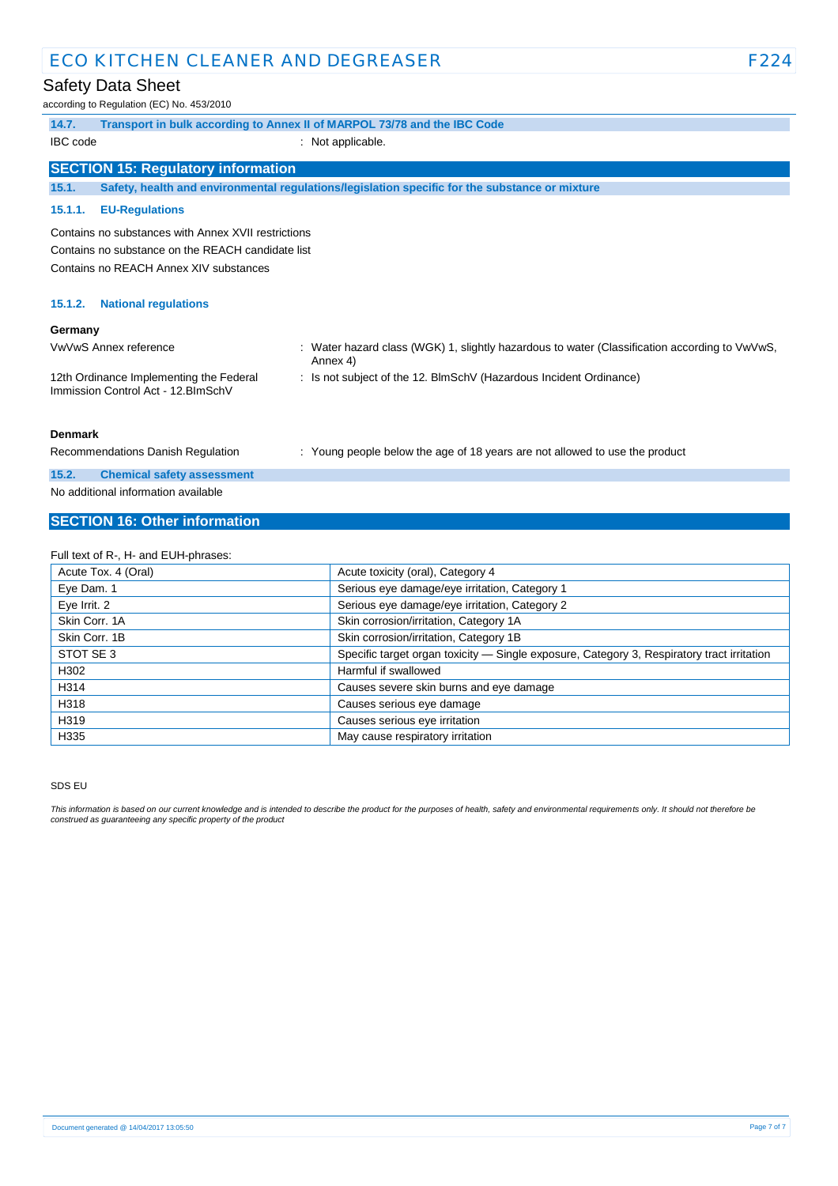### 14.7. Transport in bulk according to Annex II of MARPOL 73/78 and the IBC Code

IBC code : Not applicable.

## SECTION 15: Regulatory information

### 15.1. Safety, health and environmental regulations/legislation specific for the substance or mixture

#### 15.1.1. EU-Regulations

Contains no substances with Annex XVII restrictions

Contains no substance on the REACH candidate list

Contains no REACH Annex XIV substances

#### 15.1.2. National regulations

**Germany**

| | |
|---|---|
| VwVwS Annex reference | : Water hazard class (WGK) 1, slightly hazardous to water (Classification according to VwVwS, Annex 4) |
| 12th Ordinance Implementing the Federal Immission Control Act - 12.BImSchV | : Is not subject of the 12. BlmSchV (Hazardous Incident Ordinance) |

**Denmark**

| | |
|---|---|
| Recommendations Danish Regulation | : Young people below the age of 18 years are not allowed to use the product |

### 15.2. Chemical safety assessment

No additional information available

## SECTION 16: Other information

Full text of R-, H- and EUH-phrases:

| | |
|---|---|
| Acute Tox. 4 (Oral) | Acute toxicity (oral), Category 4 |
| Eye Dam. 1 | Serious eye damage/eye irritation, Category 1 |
| Eye Irrit. 2 | Serious eye damage/eye irritation, Category 2 |
| Skin Corr. 1A | Skin corrosion/irritation, Category 1A |
| Skin Corr. 1B | Skin corrosion/irritation, Category 1B |
| STOT SE 3 | Specific target organ toxicity — Single exposure, Category 3, Respiratory tract irritation |
| H302 | Harmful if swallowed |
| H314 | Causes severe skin burns and eye damage |
| H318 | Causes serious eye damage |
| H319 | Causes serious eye irritation |
| H335 | May cause respiratory irritation |

SDS EU

*This information is based on our current knowledge and is intended to describe the product for the purposes of health, safety and environmental requirements only. It should not therefore be construed as guaranteeing any specific property of the product*